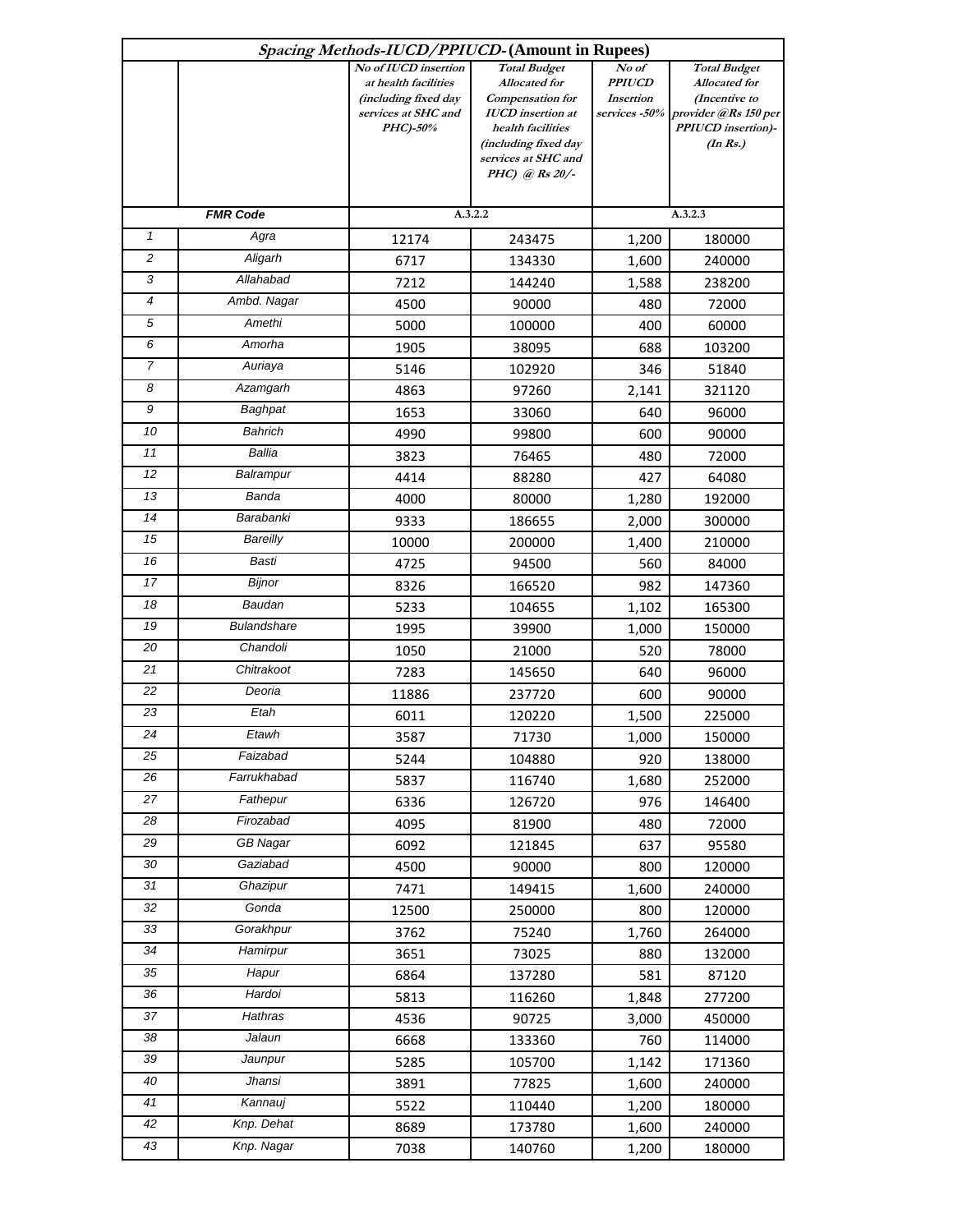| *Spacing Methods-IUCD/PPIUCD-* **(Amount in Rupees)** | | | | | |
|---|---|---|---|---|---|
| | | *No of IUCD insertion at health facilities (including fixed day services at SHC and PHC)-50%* | *Total Budget Allocated for Compensation for IUCD insertion at health facilities (including fixed day services at SHC and PHC) @ Rs 20/-* | *No of PPIUCD Insertion services -50%* | *Total Budget Allocated for (Incentive to provider @Rs 150 per PPIUCD insertion)- (In Rs.)* |
| | **FMR Code** | A.3.2.2 | | A.3.2.3 | |
| 1 | Agra | 12174 | 243475 | 1,200 | 180000 |
| 2 | Aligarh | 6717 | 134330 | 1,600 | 240000 |
| 3 | Allahabad | 7212 | 144240 | 1,588 | 238200 |
| 4 | Ambd. Nagar | 4500 | 90000 | 480 | 72000 |
| 5 | Amethi | 5000 | 100000 | 400 | 60000 |
| 6 | Amorha | 1905 | 38095 | 688 | 103200 |
| 7 | Auriaya | 5146 | 102920 | 346 | 51840 |
| 8 | Azamgarh | 4863 | 97260 | 2,141 | 321120 |
| 9 | Baghpat | 1653 | 33060 | 640 | 96000 |
| 10 | Bahrich | 4990 | 99800 | 600 | 90000 |
| 11 | Ballia | 3823 | 76465 | 480 | 72000 |
| 12 | Balrampur | 4414 | 88280 | 427 | 64080 |
| 13 | Banda | 4000 | 80000 | 1,280 | 192000 |
| 14 | Barabanki | 9333 | 186655 | 2,000 | 300000 |
| 15 | Bareilly | 10000 | 200000 | 1,400 | 210000 |
| 16 | Basti | 4725 | 94500 | 560 | 84000 |
| 17 | Bijnor | 8326 | 166520 | 982 | 147360 |
| 18 | Baudan | 5233 | 104655 | 1,102 | 165300 |
| 19 | Bulandshare | 1995 | 39900 | 1,000 | 150000 |
| 20 | Chandoli | 1050 | 21000 | 520 | 78000 |
| 21 | Chitrakoot | 7283 | 145650 | 640 | 96000 |
| 22 | Deoria | 11886 | 237720 | 600 | 90000 |
| 23 | Etah | 6011 | 120220 | 1,500 | 225000 |
| 24 | Etawh | 3587 | 71730 | 1,000 | 150000 |
| 25 | Faizabad | 5244 | 104880 | 920 | 138000 |
| 26 | Farrukhabad | 5837 | 116740 | 1,680 | 252000 |
| 27 | Fathepur | 6336 | 126720 | 976 | 146400 |
| 28 | Firozabad | 4095 | 81900 | 480 | 72000 |
| 29 | GB Nagar | 6092 | 121845 | 637 | 95580 |
| 30 | Gaziabad | 4500 | 90000 | 800 | 120000 |
| 31 | Ghazipur | 7471 | 149415 | 1,600 | 240000 |
| 32 | Gonda | 12500 | 250000 | 800 | 120000 |
| 33 | Gorakhpur | 3762 | 75240 | 1,760 | 264000 |
| 34 | Hamirpur | 3651 | 73025 | 880 | 132000 |
| 35 | Hapur | 6864 | 137280 | 581 | 87120 |
| 36 | Hardoi | 5813 | 116260 | 1,848 | 277200 |
| 37 | Hathras | 4536 | 90725 | 3,000 | 450000 |
| 38 | Jalaun | 6668 | 133360 | 760 | 114000 |
| 39 | Jaunpur | 5285 | 105700 | 1,142 | 171360 |
| 40 | Jhansi | 3891 | 77825 | 1,600 | 240000 |
| 41 | Kannauj | 5522 | 110440 | 1,200 | 180000 |
| 42 | Knp. Dehat | 8689 | 173780 | 1,600 | 240000 |
| 43 | Knp. Nagar | 7038 | 140760 | 1,200 | 180000 |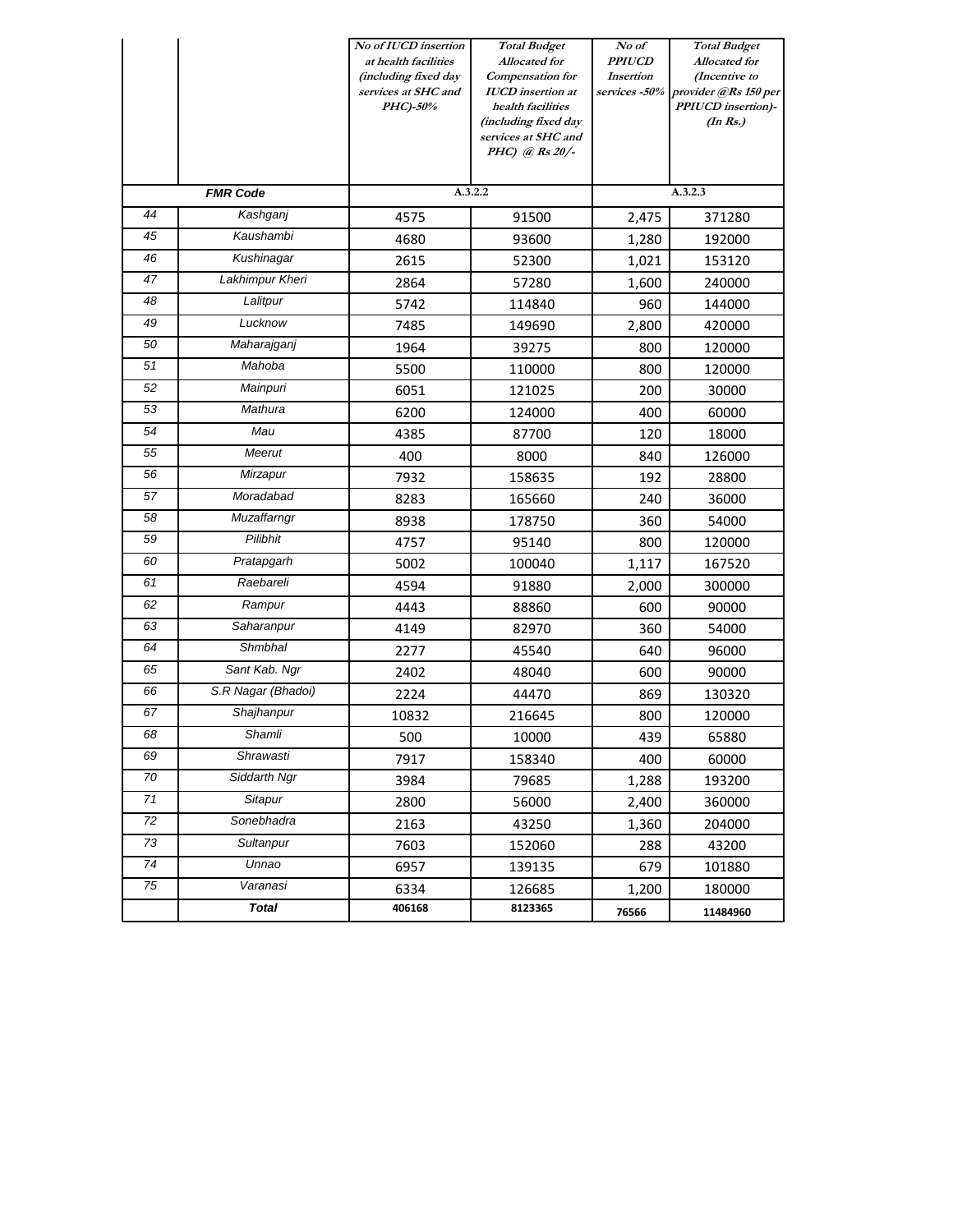| | | No of IUCD insertion at health facilities (including fixed day services at SHC and PHC)-50% | Total Budget Allocated for Compensation for IUCD insertion at health facilities (including fixed day services at SHC and PHC) @ Rs 20/- | No of PPIUCD Insertion services -50% | Total Budget Allocated for (Incentive to provider @Rs 150 per PPIUCD insertion)- (In Rs.) |
|---|---|---|---|---|---|
| | **FMR Code** | A.3.2.2 | | A.3.2.3 | |
| 44 | Kashganj | 4575 | 91500 | 2,475 | 371280 |
| 45 | Kaushambi | 4680 | 93600 | 1,280 | 192000 |
| 46 | Kushinagar | 2615 | 52300 | 1,021 | 153120 |
| 47 | Lakhimpur Kheri | 2864 | 57280 | 1,600 | 240000 |
| 48 | Lalitpur | 5742 | 114840 | 960 | 144000 |
| 49 | Lucknow | 7485 | 149690 | 2,800 | 420000 |
| 50 | Maharajganj | 1964 | 39275 | 800 | 120000 |
| 51 | Mahoba | 5500 | 110000 | 800 | 120000 |
| 52 | Mainpuri | 6051 | 121025 | 200 | 30000 |
| 53 | Mathura | 6200 | 124000 | 400 | 60000 |
| 54 | Mau | 4385 | 87700 | 120 | 18000 |
| 55 | Meerut | 400 | 8000 | 840 | 126000 |
| 56 | Mirzapur | 7932 | 158635 | 192 | 28800 |
| 57 | Moradabad | 8283 | 165660 | 240 | 36000 |
| 58 | Muzaffarngr | 8938 | 178750 | 360 | 54000 |
| 59 | Pilibhit | 4757 | 95140 | 800 | 120000 |
| 60 | Pratapgarh | 5002 | 100040 | 1,117 | 167520 |
| 61 | Raebareli | 4594 | 91880 | 2,000 | 300000 |
| 62 | Rampur | 4443 | 88860 | 600 | 90000 |
| 63 | Saharanpur | 4149 | 82970 | 360 | 54000 |
| 64 | Shmbhal | 2277 | 45540 | 640 | 96000 |
| 65 | Sant Kab. Ngr | 2402 | 48040 | 600 | 90000 |
| 66 | S.R Nagar (Bhadoi) | 2224 | 44470 | 869 | 130320 |
| 67 | Shajhanpur | 10832 | 216645 | 800 | 120000 |
| 68 | Shamli | 500 | 10000 | 439 | 65880 |
| 69 | Shrawasti | 7917 | 158340 | 400 | 60000 |
| 70 | Siddarth Ngr | 3984 | 79685 | 1,288 | 193200 |
| 71 | Sitapur | 2800 | 56000 | 2,400 | 360000 |
| 72 | Sonebhadra | 2163 | 43250 | 1,360 | 204000 |
| 73 | Sultanpur | 7603 | 152060 | 288 | 43200 |
| 74 | Unnao | 6957 | 139135 | 679 | 101880 |
| 75 | Varanasi | 6334 | 126685 | 1,200 | 180000 |
| | **Total** | **406168** | **8123365** | **76566** | **11484960** |